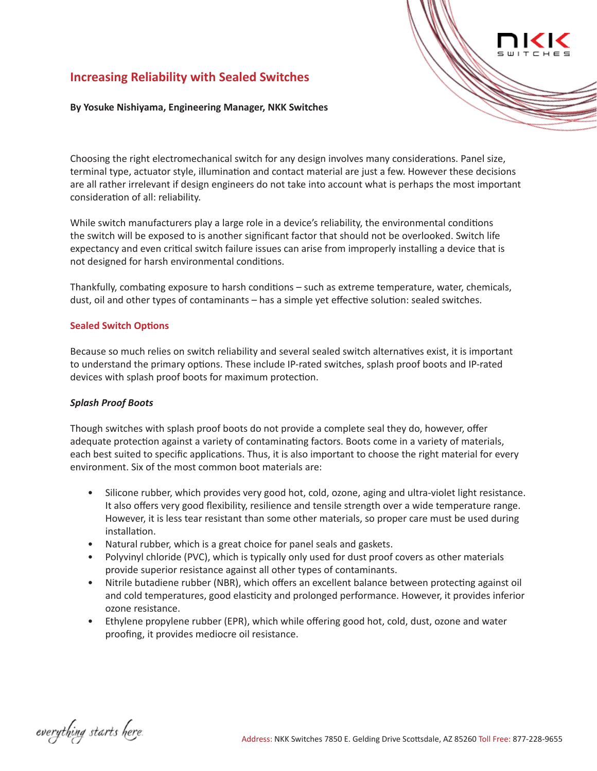# Increasing Reliability with Sealed Switches

**By Yosuke Nishiyama, Engineering Manager, NKK Switches**

Choosing the right electromechanical switch for any design involves many considerations. Panel size, terminal type, actuator style, illumination and contact material are just a few. However these decisions are all rather irrelevant if design engineers do not take into account what is perhaps the most important consideration of all: reliability.

While switch manufacturers play a large role in a device's reliability, the environmental conditions the switch will be exposed to is another significant factor that should not be overlooked. Switch life expectancy and even critical switch failure issues can arise from improperly installing a device that is not designed for harsh environmental conditions.

Thankfully, combating exposure to harsh conditions – such as extreme temperature, water, chemicals, dust, oil and other types of contaminants – has a simple yet effective solution: sealed switches.

## Sealed Switch Options

Because so much relies on switch reliability and several sealed switch alternatives exist, it is important to understand the primary options. These include IP-rated switches, splash proof boots and IP-rated devices with splash proof boots for maximum protection.

### *Splash Proof Boots*

Though switches with splash proof boots do not provide a complete seal they do, however, offer adequate protection against a variety of contaminating factors. Boots come in a variety of materials, each best suited to specific applications. Thus, it is also important to choose the right material for every environment. Six of the most common boot materials are:

- Silicone rubber, which provides very good hot, cold, ozone, aging and ultra-violet light resistance. It also offers very good flexibility, resilience and tensile strength over a wide temperature range. However, it is less tear resistant than some other materials, so proper care must be used during installation.
- Natural rubber, which is a great choice for panel seals and gaskets.
- Polyvinyl chloride (PVC), which is typically only used for dust proof covers as other materials provide superior resistance against all other types of contaminants.
- Nitrile butadiene rubber (NBR), which offers an excellent balance between protecting against oil and cold temperatures, good elasticity and prolonged performance. However, it provides inferior ozone resistance.
- Ethylene propylene rubber (EPR), which while offering good hot, cold, dust, ozone and water proofing, it provides mediocre oil resistance.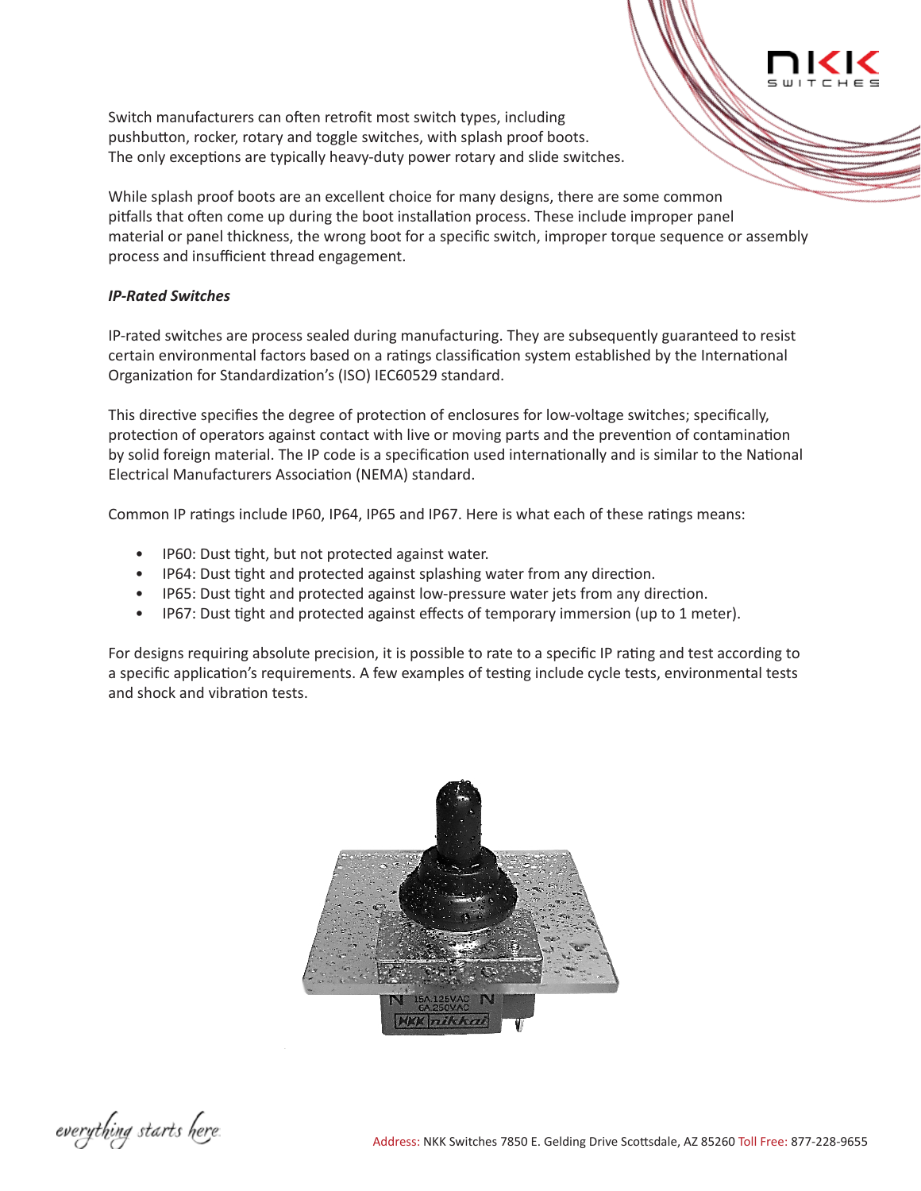Switch manufacturers can often retrofit most switch types, including pushbutton, rocker, rotary and toggle switches, with splash proof boots. The only exceptions are typically heavy-duty power rotary and slide switches.

While splash proof boots are an excellent choice for many designs, there are some common pitfalls that often come up during the boot installation process. These include improper panel material or panel thickness, the wrong boot for a specific switch, improper torque sequence or assembly process and insufficient thread engagement.

### *IP-Rated Switches*

IP-rated switches are process sealed during manufacturing. They are subsequently guaranteed to resist certain environmental factors based on a ratings classification system established by the International Organization for Standardization's (ISO) IEC60529 standard.

This directive specifies the degree of protection of enclosures for low-voltage switches; specifically, protection of operators against contact with live or moving parts and the prevention of contamination by solid foreign material. The IP code is a specification used internationally and is similar to the National Electrical Manufacturers Association (NEMA) standard.

Common IP ratings include IP60, IP64, IP65 and IP67. Here is what each of these ratings means:

- IP60: Dust tight, but not protected against water.
- IP64: Dust tight and protected against splashing water from any direction.
- IP65: Dust tight and protected against low-pressure water jets from any direction.
- IP67: Dust tight and protected against effects of temporary immersion (up to 1 meter).

For designs requiring absolute precision, it is possible to rate to a specific IP rating and test according to a specific application's requirements. A few examples of testing include cycle tests, environmental tests and shock and vibration tests.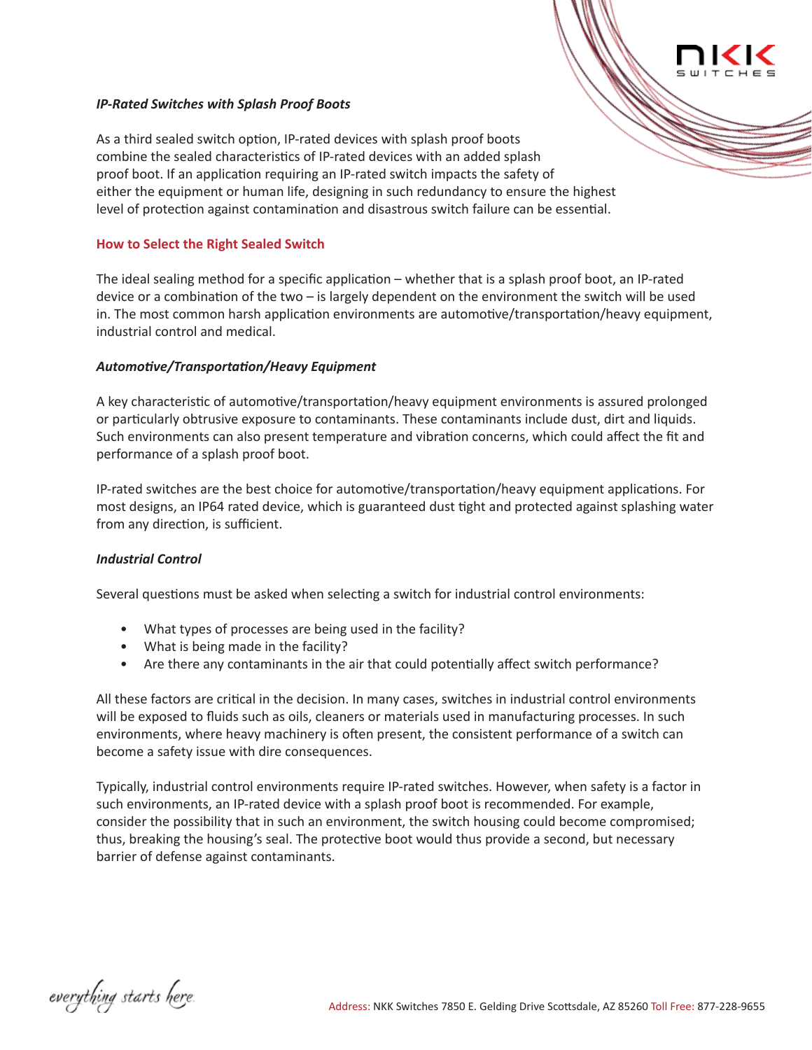***IP-Rated Switches with Splash Proof Boots***

As a third sealed switch option, IP-rated devices with splash proof boots combine the sealed characteristics of IP-rated devices with an added splash proof boot. If an application requiring an IP-rated switch impacts the safety of either the equipment or human life, designing in such redundancy to ensure the highest level of protection against contamination and disastrous switch failure can be essential.

## How to Select the Right Sealed Switch

The ideal sealing method for a specific application – whether that is a splash proof boot, an IP-rated device or a combination of the two – is largely dependent on the environment the switch will be used in. The most common harsh application environments are automotive/transportation/heavy equipment, industrial control and medical.

***Automotive/Transportation/Heavy Equipment***

A key characteristic of automotive/transportation/heavy equipment environments is assured prolonged or particularly obtrusive exposure to contaminants. These contaminants include dust, dirt and liquids. Such environments can also present temperature and vibration concerns, which could affect the fit and performance of a splash proof boot.

IP-rated switches are the best choice for automotive/transportation/heavy equipment applications. For most designs, an IP64 rated device, which is guaranteed dust tight and protected against splashing water from any direction, is sufficient.

***Industrial Control***

Several questions must be asked when selecting a switch for industrial control environments:

- What types of processes are being used in the facility?
- What is being made in the facility?
- Are there any contaminants in the air that could potentially affect switch performance?

All these factors are critical in the decision. In many cases, switches in industrial control environments will be exposed to fluids such as oils, cleaners or materials used in manufacturing processes. In such environments, where heavy machinery is often present, the consistent performance of a switch can become a safety issue with dire consequences.

Typically, industrial control environments require IP-rated switches. However, when safety is a factor in such environments, an IP-rated device with a splash proof boot is recommended. For example, consider the possibility that in such an environment, the switch housing could become compromised; thus, breaking the housing's seal. The protective boot would thus provide a second, but necessary barrier of defense against contaminants.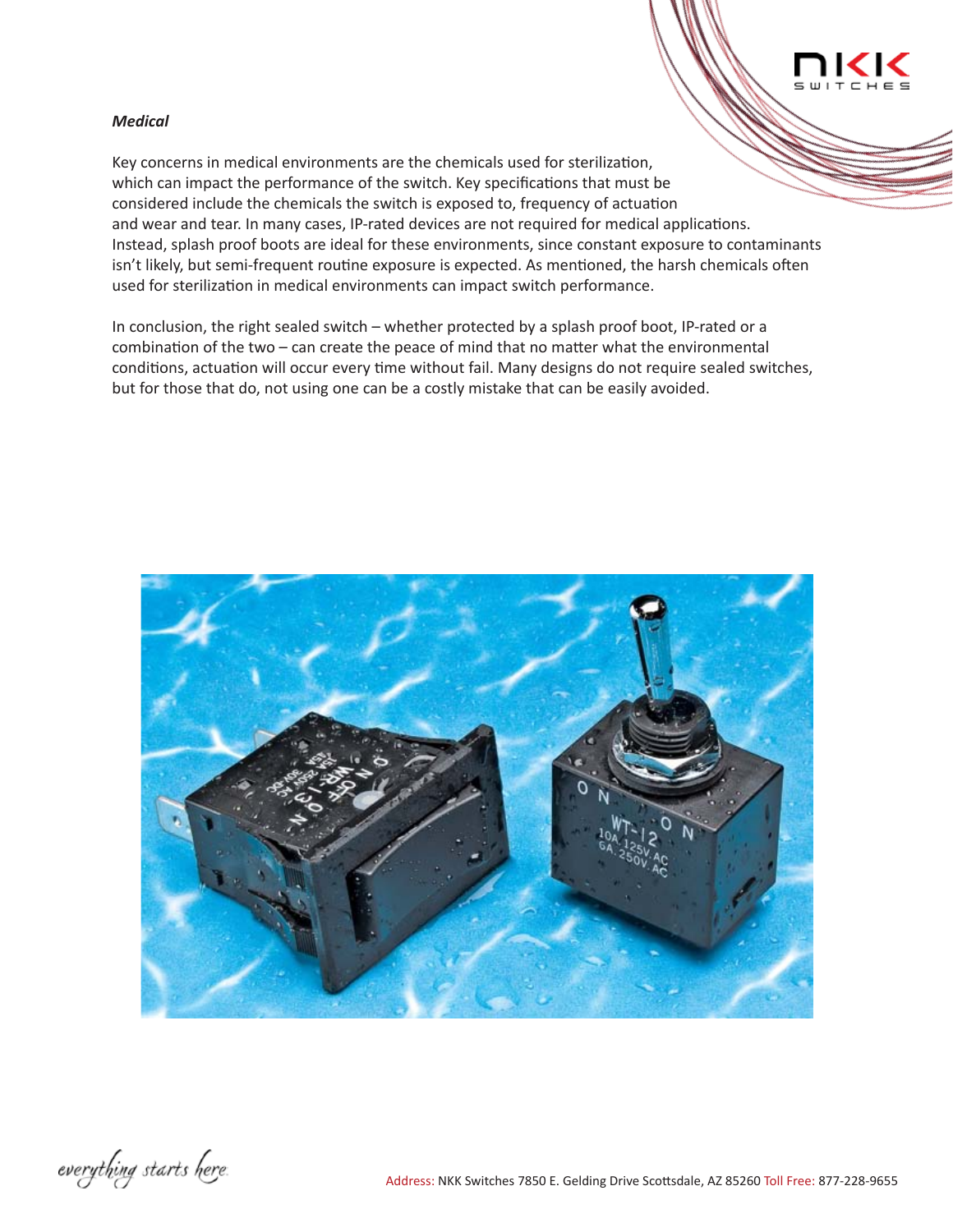*Medical*

Key concerns in medical environments are the chemicals used for sterilization, which can impact the performance of the switch. Key specifications that must be considered include the chemicals the switch is exposed to, frequency of actuation and wear and tear. In many cases, IP-rated devices are not required for medical applications. Instead, splash proof boots are ideal for these environments, since constant exposure to contaminants isn't likely, but semi-frequent routine exposure is expected. As mentioned, the harsh chemicals often used for sterilization in medical environments can impact switch performance.

In conclusion, the right sealed switch – whether protected by a splash proof boot, IP-rated or a combination of the two – can create the peace of mind that no matter what the environmental conditions, actuation will occur every time without fail. Many designs do not require sealed switches, but for those that do, not using one can be a costly mistake that can be easily avoided.